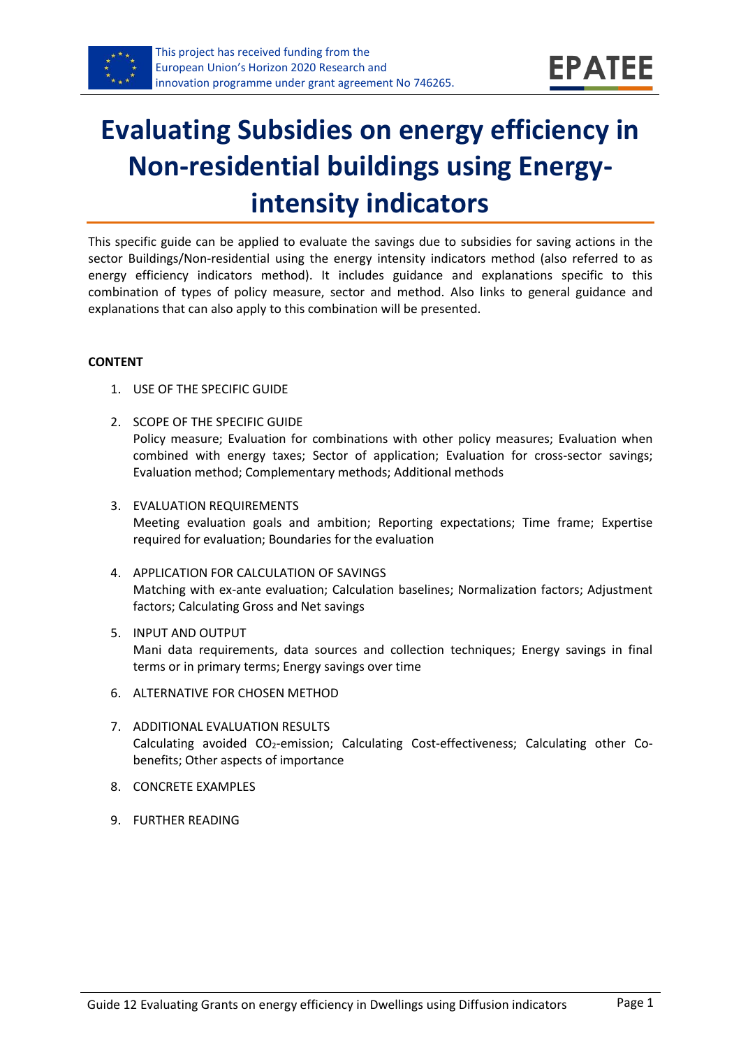# Evaluating Subsidies on energy efficiency in Non-residential buildings using Energy-intensity indicators

This specific guide can be applied to evaluate the savings due to subsidies for saving actions in the sector Buildings/Non-residential using the energy intensity indicators method (also referred to as energy efficiency indicators method). It includes guidance and explanations specific to this combination of types of policy measure, sector and method. Also links to general guidance and explanations that can also apply to this combination will be presented.

**CONTENT**

1. USE OF THE SPECIFIC GUIDE
2. SCOPE OF THE SPECIFIC GUIDE
   Policy measure; Evaluation for combinations with other policy measures; Evaluation when combined with energy taxes; Sector of application; Evaluation for cross-sector savings; Evaluation method; Complementary methods; Additional methods
3. EVALUATION REQUIREMENTS
   Meeting evaluation goals and ambition; Reporting expectations; Time frame; Expertise required for evaluation; Boundaries for the evaluation
4. APPLICATION FOR CALCULATION OF SAVINGS
   Matching with ex-ante evaluation; Calculation baselines; Normalization factors; Adjustment factors; Calculating Gross and Net savings
5. INPUT AND OUTPUT
   Mani data requirements, data sources and collection techniques; Energy savings in final terms or in primary terms; Energy savings over time
6. ALTERNATIVE FOR CHOSEN METHOD
7. ADDITIONAL EVALUATION RESULTS
   Calculating avoided $CO_2$-emission; Calculating Cost-effectiveness; Calculating other Co-benefits; Other aspects of importance
8. CONCRETE EXAMPLES
9. FURTHER READING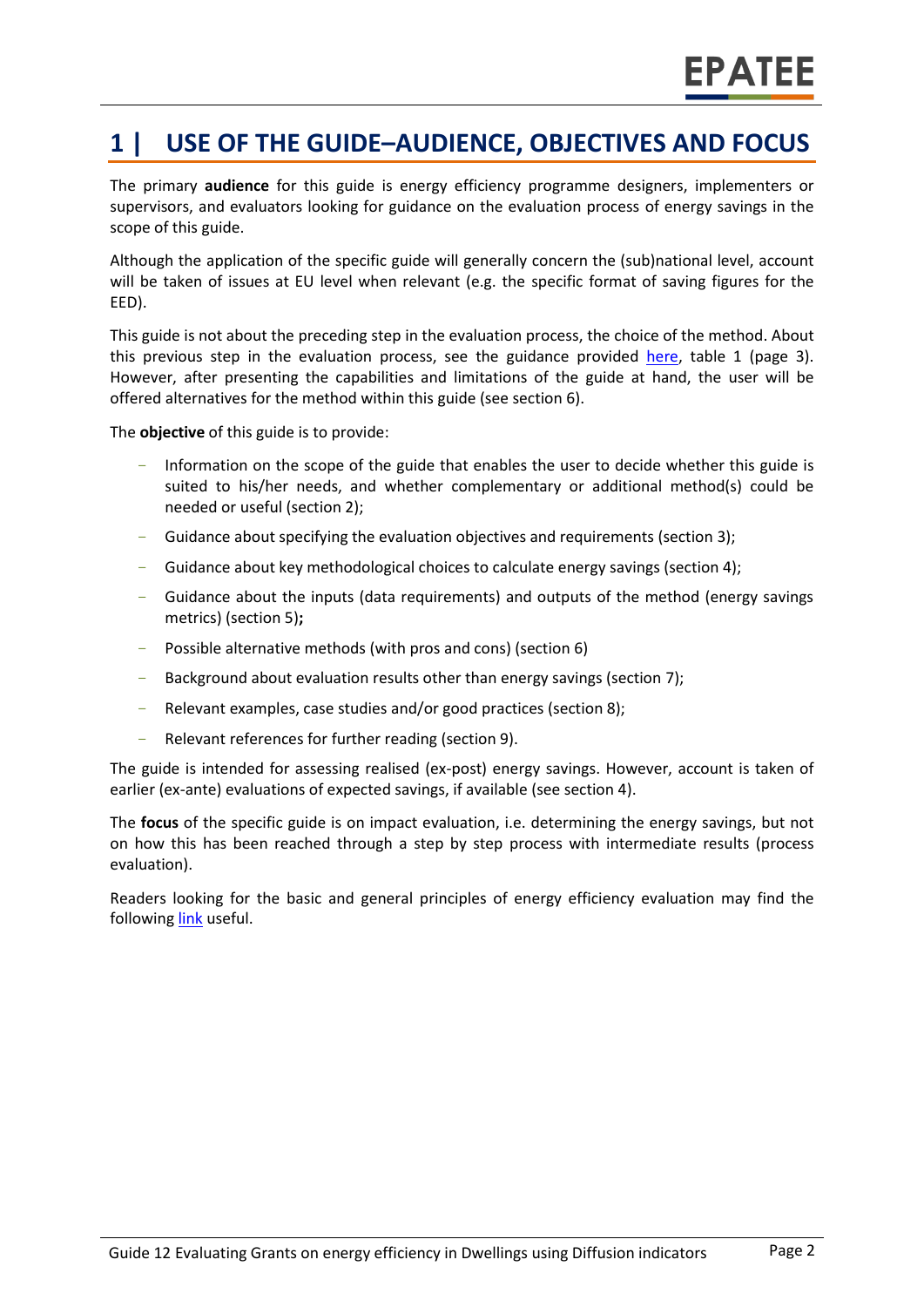# 1 | USE OF THE GUIDE–AUDIENCE, OBJECTIVES AND FOCUS

The primary **audience** for this guide is energy efficiency programme designers, implementers or supervisors, and evaluators looking for guidance on the evaluation process of energy savings in the scope of this guide.

Although the application of the specific guide will generally concern the (sub)national level, account will be taken of issues at EU level when relevant (e.g. the specific format of saving figures for the EED).

This guide is not about the preceding step in the evaluation process, the choice of the method. About this previous step in the evaluation process, see the guidance provided here, table 1 (page 3). However, after presenting the capabilities and limitations of the guide at hand, the user will be offered alternatives for the method within this guide (see section 6).

The **objective** of this guide is to provide:

- Information on the scope of the guide that enables the user to decide whether this guide is suited to his/her needs, and whether complementary or additional method(s) could be needed or useful (section 2);
- Guidance about specifying the evaluation objectives and requirements (section 3);
- Guidance about key methodological choices to calculate energy savings (section 4);
- Guidance about the inputs (data requirements) and outputs of the method (energy savings metrics) (section 5)**;**
- Possible alternative methods (with pros and cons) (section 6)
- Background about evaluation results other than energy savings (section 7);
- Relevant examples, case studies and/or good practices (section 8);
- Relevant references for further reading (section 9).

The guide is intended for assessing realised (ex-post) energy savings. However, account is taken of earlier (ex-ante) evaluations of expected savings, if available (see section 4).

The **focus** of the specific guide is on impact evaluation, i.e. determining the energy savings, but not on how this has been reached through a step by step process with intermediate results (process evaluation).

Readers looking for the basic and general principles of energy efficiency evaluation may find the following link useful.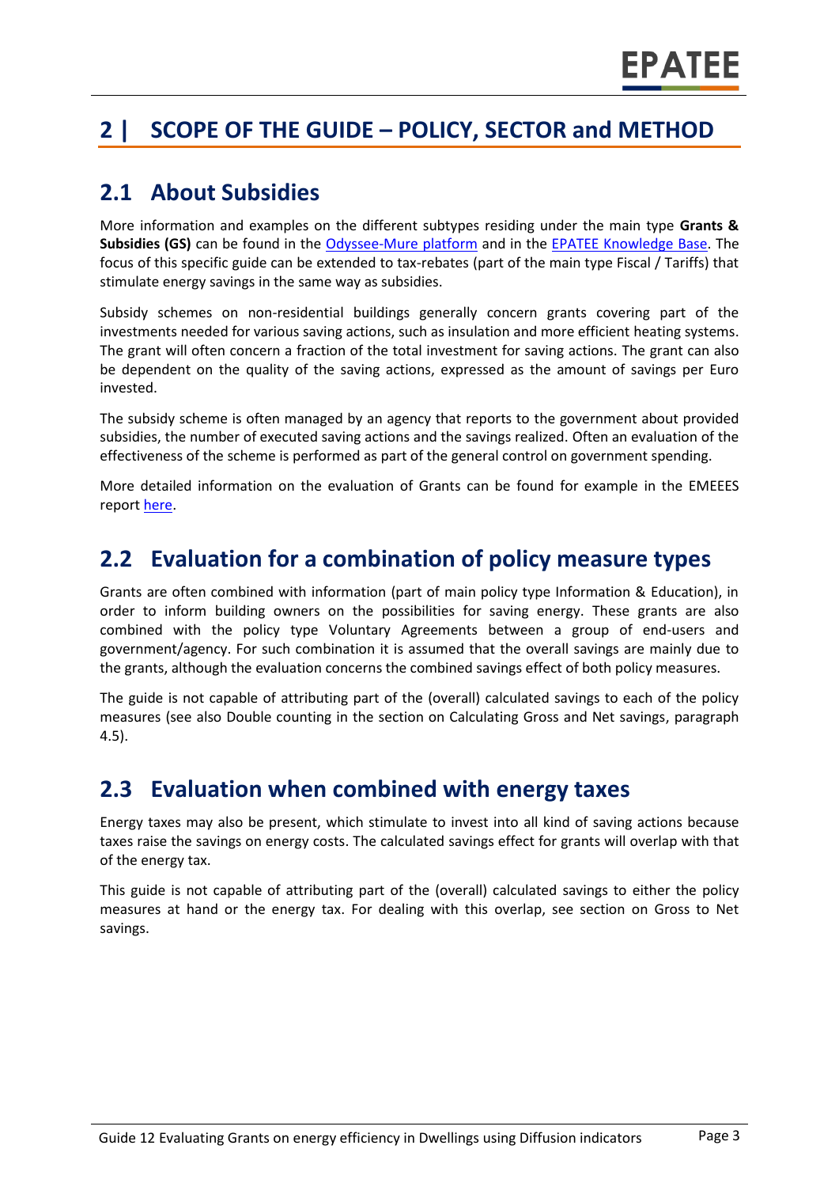# 2 | SCOPE OF THE GUIDE – POLICY, SECTOR and METHOD

## 2.1 About Subsidies

More information and examples on the different subtypes residing under the main type **Grants & Subsidies (GS)** can be found in the Odyssee-Mure platform and in the EPATEE Knowledge Base. The focus of this specific guide can be extended to tax-rebates (part of the main type Fiscal / Tariffs) that stimulate energy savings in the same way as subsidies.

Subsidy schemes on non-residential buildings generally concern grants covering part of the investments needed for various saving actions, such as insulation and more efficient heating systems. The grant will often concern a fraction of the total investment for saving actions. The grant can also be dependent on the quality of the saving actions, expressed as the amount of savings per Euro invested.

The subsidy scheme is often managed by an agency that reports to the government about provided subsidies, the number of executed saving actions and the savings realized. Often an evaluation of the effectiveness of the scheme is performed as part of the general control on government spending.

More detailed information on the evaluation of Grants can be found for example in the EMEEES report here.

## 2.2 Evaluation for a combination of policy measure types

Grants are often combined with information (part of main policy type Information & Education), in order to inform building owners on the possibilities for saving energy. These grants are also combined with the policy type Voluntary Agreements between a group of end-users and government/agency. For such combination it is assumed that the overall savings are mainly due to the grants, although the evaluation concerns the combined savings effect of both policy measures.

The guide is not capable of attributing part of the (overall) calculated savings to each of the policy measures (see also Double counting in the section on Calculating Gross and Net savings, paragraph 4.5).

## 2.3 Evaluation when combined with energy taxes

Energy taxes may also be present, which stimulate to invest into all kind of saving actions because taxes raise the savings on energy costs. The calculated savings effect for grants will overlap with that of the energy tax.

This guide is not capable of attributing part of the (overall) calculated savings to either the policy measures at hand or the energy tax. For dealing with this overlap, see section on Gross to Net savings.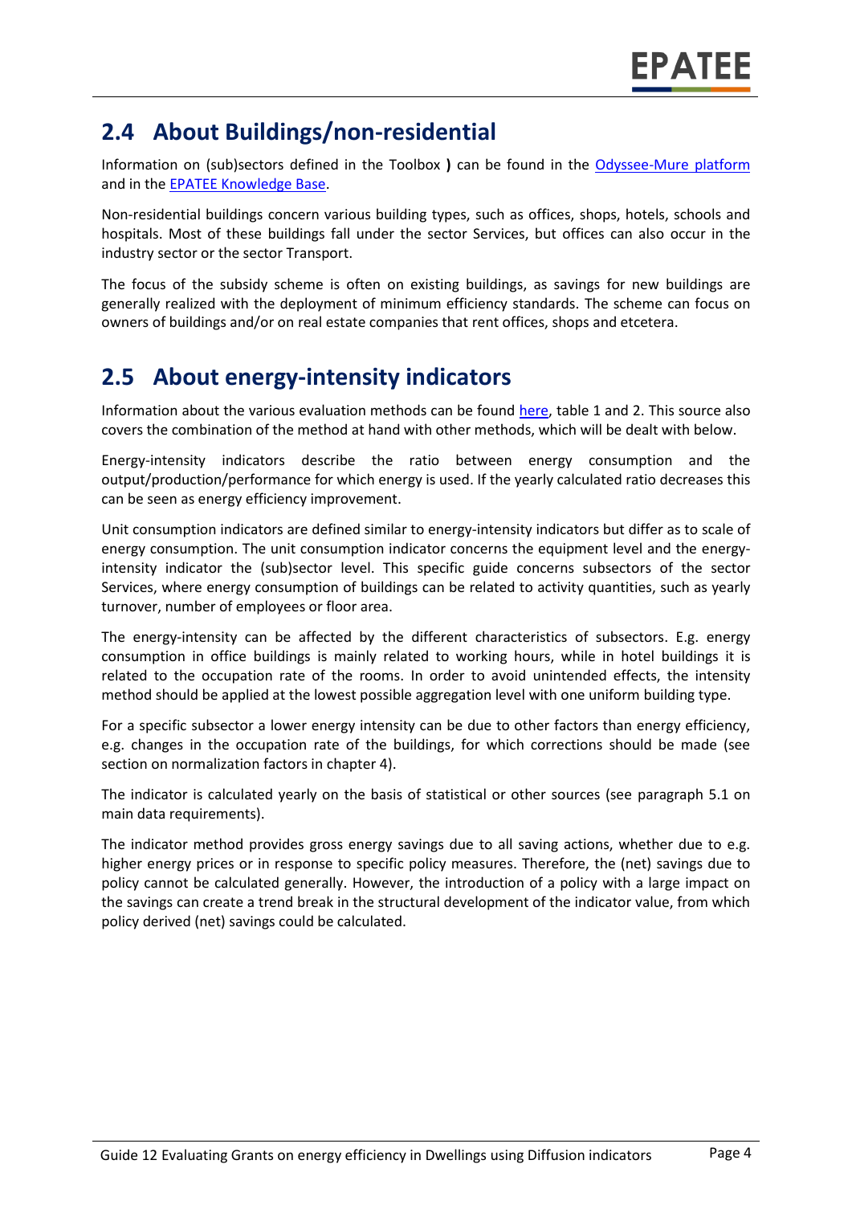## 2.4 About Buildings/non-residential

Information on (sub)sectors defined in the Toolbox **)** can be found in the Odyssee-Mure platform and in the EPATEE Knowledge Base.

Non-residential buildings concern various building types, such as offices, shops, hotels, schools and hospitals. Most of these buildings fall under the sector Services, but offices can also occur in the industry sector or the sector Transport.

The focus of the subsidy scheme is often on existing buildings, as savings for new buildings are generally realized with the deployment of minimum efficiency standards. The scheme can focus on owners of buildings and/or on real estate companies that rent offices, shops and etcetera.

## 2.5 About energy-intensity indicators

Information about the various evaluation methods can be found here, table 1 and 2. This source also covers the combination of the method at hand with other methods, which will be dealt with below.

Energy-intensity indicators describe the ratio between energy consumption and the output/production/performance for which energy is used. If the yearly calculated ratio decreases this can be seen as energy efficiency improvement.

Unit consumption indicators are defined similar to energy-intensity indicators but differ as to scale of energy consumption. The unit consumption indicator concerns the equipment level and the energy-intensity indicator the (sub)sector level. This specific guide concerns subsectors of the sector Services, where energy consumption of buildings can be related to activity quantities, such as yearly turnover, number of employees or floor area.

The energy-intensity can be affected by the different characteristics of subsectors. E.g. energy consumption in office buildings is mainly related to working hours, while in hotel buildings it is related to the occupation rate of the rooms. In order to avoid unintended effects, the intensity method should be applied at the lowest possible aggregation level with one uniform building type.

For a specific subsector a lower energy intensity can be due to other factors than energy efficiency, e.g. changes in the occupation rate of the buildings, for which corrections should be made (see section on normalization factors in chapter 4).

The indicator is calculated yearly on the basis of statistical or other sources (see paragraph 5.1 on main data requirements).

The indicator method provides gross energy savings due to all saving actions, whether due to e.g. higher energy prices or in response to specific policy measures. Therefore, the (net) savings due to policy cannot be calculated generally. However, the introduction of a policy with a large impact on the savings can create a trend break in the structural development of the indicator value, from which policy derived (net) savings could be calculated.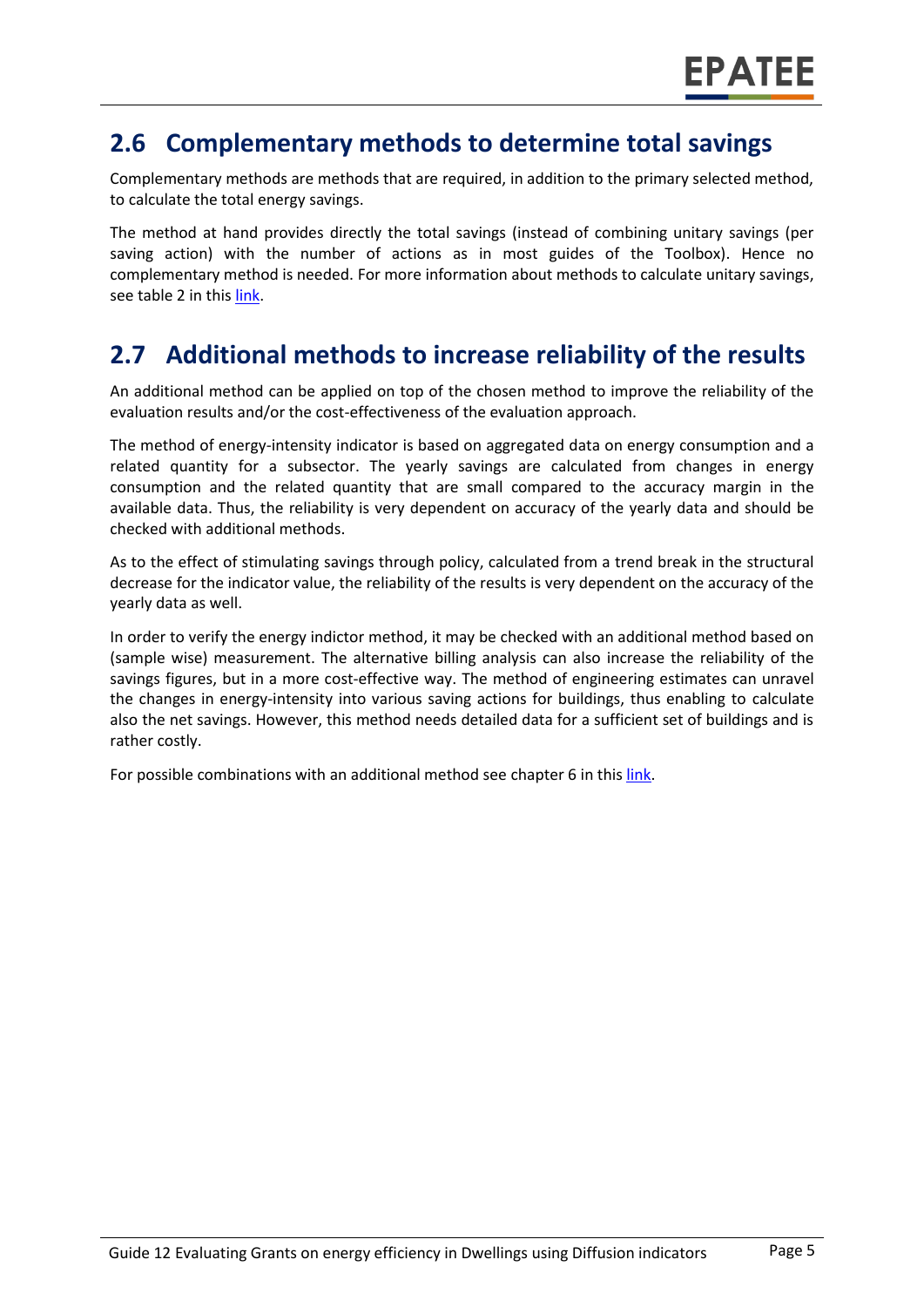## 2.6 Complementary methods to determine total savings

Complementary methods are methods that are required, in addition to the primary selected method, to calculate the total energy savings.

The method at hand provides directly the total savings (instead of combining unitary savings (per saving action) with the number of actions as in most guides of the Toolbox). Hence no complementary method is needed. For more information about methods to calculate unitary savings, see table 2 in this link.

## 2.7 Additional methods to increase reliability of the results

An additional method can be applied on top of the chosen method to improve the reliability of the evaluation results and/or the cost-effectiveness of the evaluation approach.

The method of energy-intensity indicator is based on aggregated data on energy consumption and a related quantity for a subsector. The yearly savings are calculated from changes in energy consumption and the related quantity that are small compared to the accuracy margin in the available data. Thus, the reliability is very dependent on accuracy of the yearly data and should be checked with additional methods.

As to the effect of stimulating savings through policy, calculated from a trend break in the structural decrease for the indicator value, the reliability of the results is very dependent on the accuracy of the yearly data as well.

In order to verify the energy indictor method, it may be checked with an additional method based on (sample wise) measurement. The alternative billing analysis can also increase the reliability of the savings figures, but in a more cost-effective way. The method of engineering estimates can unravel the changes in energy-intensity into various saving actions for buildings, thus enabling to calculate also the net savings. However, this method needs detailed data for a sufficient set of buildings and is rather costly.

For possible combinations with an additional method see chapter 6 in this link.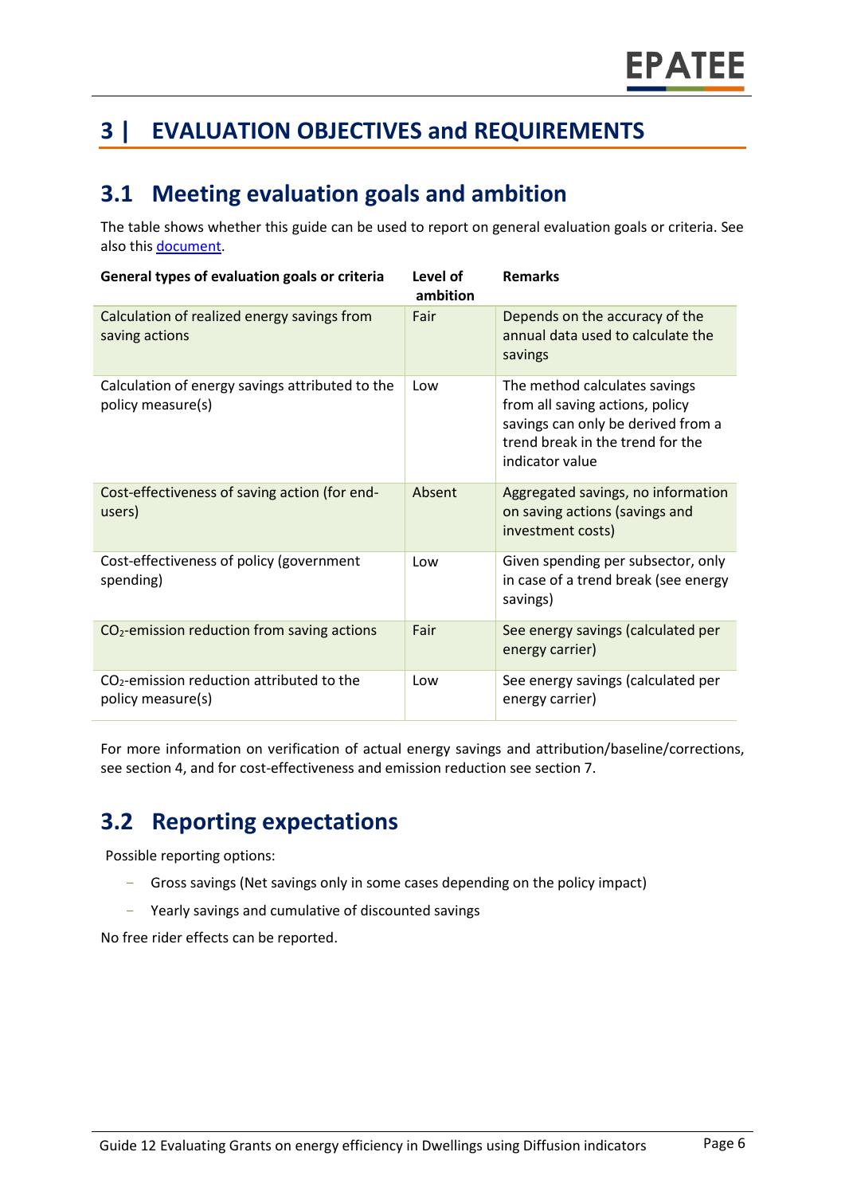# 3 | EVALUATION OBJECTIVES and REQUIREMENTS

## 3.1 Meeting evaluation goals and ambition

The table shows whether this guide can be used to report on general evaluation goals or criteria. See also this document.

| General types of evaluation goals or criteria | Level of ambition | Remarks |
|---|---|---|
| Calculation of realized energy savings from saving actions | Fair | Depends on the accuracy of the annual data used to calculate the savings |
| Calculation of energy savings attributed to the policy measure(s) | Low | The method calculates savings from all saving actions, policy savings can only be derived from a trend break in the trend for the indicator value |
| Cost-effectiveness of saving action (for end-users) | Absent | Aggregated savings, no information on saving actions (savings and investment costs) |
| Cost-effectiveness of policy (government spending) | Low | Given spending per subsector, only in case of a trend break (see energy savings) |
| $CO_2$-emission reduction from saving actions | Fair | See energy savings (calculated per energy carrier) |
| $CO_2$-emission reduction attributed to the policy measure(s) | Low | See energy savings (calculated per energy carrier) |

For more information on verification of actual energy savings and attribution/baseline/corrections, see section 4, and for cost-effectiveness and emission reduction see section 7.

## 3.2 Reporting expectations

Possible reporting options:

- Gross savings (Net savings only in some cases depending on the policy impact)
- Yearly savings and cumulative of discounted savings

No free rider effects can be reported.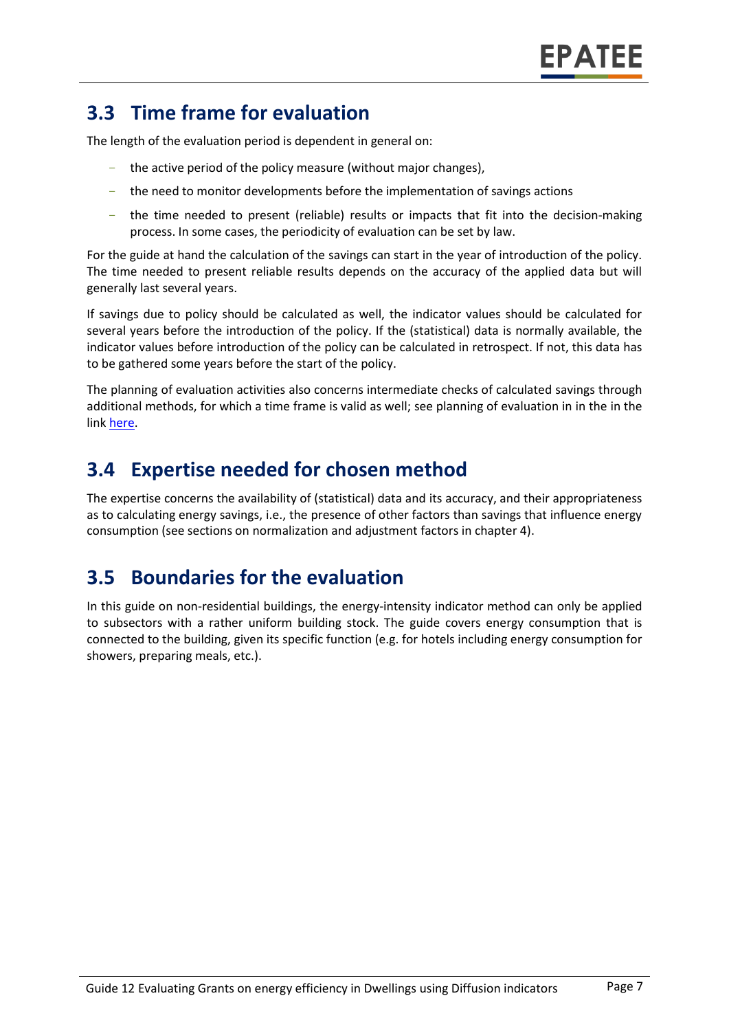## 3.3 Time frame for evaluation

The length of the evaluation period is dependent in general on:

- the active period of the policy measure (without major changes),
- the need to monitor developments before the implementation of savings actions
- the time needed to present (reliable) results or impacts that fit into the decision-making process. In some cases, the periodicity of evaluation can be set by law.

For the guide at hand the calculation of the savings can start in the year of introduction of the policy. The time needed to present reliable results depends on the accuracy of the applied data but will generally last several years.

If savings due to policy should be calculated as well, the indicator values should be calculated for several years before the introduction of the policy. If the (statistical) data is normally available, the indicator values before introduction of the policy can be calculated in retrospect. If not, this data has to be gathered some years before the start of the policy.

The planning of evaluation activities also concerns intermediate checks of calculated savings through additional methods, for which a time frame is valid as well; see planning of evaluation in in the in the link here.

## 3.4 Expertise needed for chosen method

The expertise concerns the availability of (statistical) data and its accuracy, and their appropriateness as to calculating energy savings, i.e., the presence of other factors than savings that influence energy consumption (see sections on normalization and adjustment factors in chapter 4).

## 3.5 Boundaries for the evaluation

In this guide on non-residential buildings, the energy-intensity indicator method can only be applied to subsectors with a rather uniform building stock. The guide covers energy consumption that is connected to the building, given its specific function (e.g. for hotels including energy consumption for showers, preparing meals, etc.).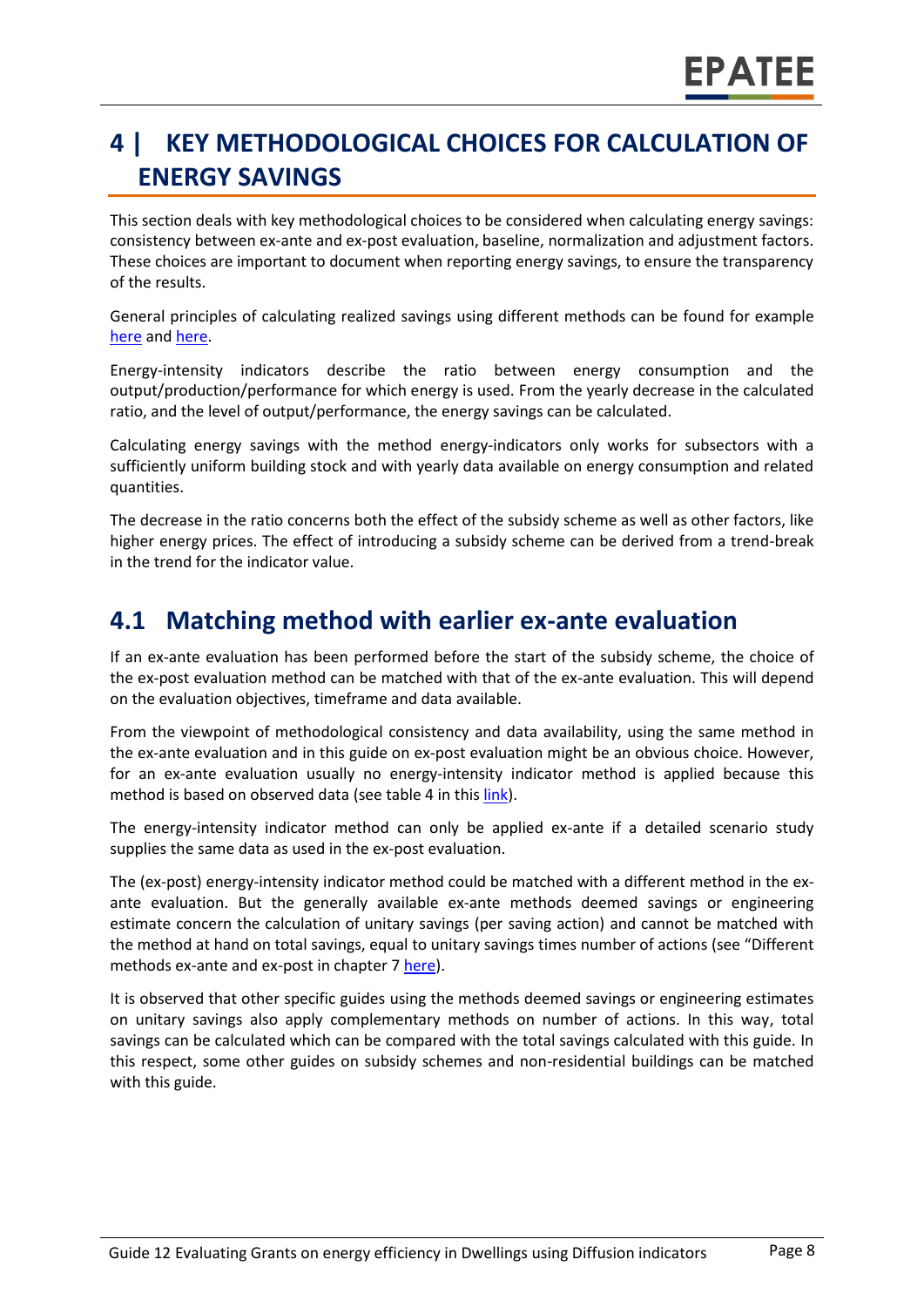# 4 | KEY METHODOLOGICAL CHOICES FOR CALCULATION OF ENERGY SAVINGS

This section deals with key methodological choices to be considered when calculating energy savings: consistency between ex-ante and ex-post evaluation, baseline, normalization and adjustment factors. These choices are important to document when reporting energy savings, to ensure the transparency of the results.

General principles of calculating realized savings using different methods can be found for example here and here.

Energy-intensity indicators describe the ratio between energy consumption and the output/production/performance for which energy is used. From the yearly decrease in the calculated ratio, and the level of output/performance, the energy savings can be calculated.

Calculating energy savings with the method energy-indicators only works for subsectors with a sufficiently uniform building stock and with yearly data available on energy consumption and related quantities.

The decrease in the ratio concerns both the effect of the subsidy scheme as well as other factors, like higher energy prices. The effect of introducing a subsidy scheme can be derived from a trend-break in the trend for the indicator value.

## 4.1 Matching method with earlier ex-ante evaluation

If an ex-ante evaluation has been performed before the start of the subsidy scheme, the choice of the ex-post evaluation method can be matched with that of the ex-ante evaluation. This will depend on the evaluation objectives, timeframe and data available.

From the viewpoint of methodological consistency and data availability, using the same method in the ex-ante evaluation and in this guide on ex-post evaluation might be an obvious choice. However, for an ex-ante evaluation usually no energy-intensity indicator method is applied because this method is based on observed data (see table 4 in this link).

The energy-intensity indicator method can only be applied ex-ante if a detailed scenario study supplies the same data as used in the ex-post evaluation.

The (ex-post) energy-intensity indicator method could be matched with a different method in the ex-ante evaluation. But the generally available ex-ante methods deemed savings or engineering estimate concern the calculation of unitary savings (per saving action) and cannot be matched with the method at hand on total savings, equal to unitary savings times number of actions (see "Different methods ex-ante and ex-post in chapter 7 here).

It is observed that other specific guides using the methods deemed savings or engineering estimates on unitary savings also apply complementary methods on number of actions. In this way, total savings can be calculated which can be compared with the total savings calculated with this guide. In this respect, some other guides on subsidy schemes and non-residential buildings can be matched with this guide.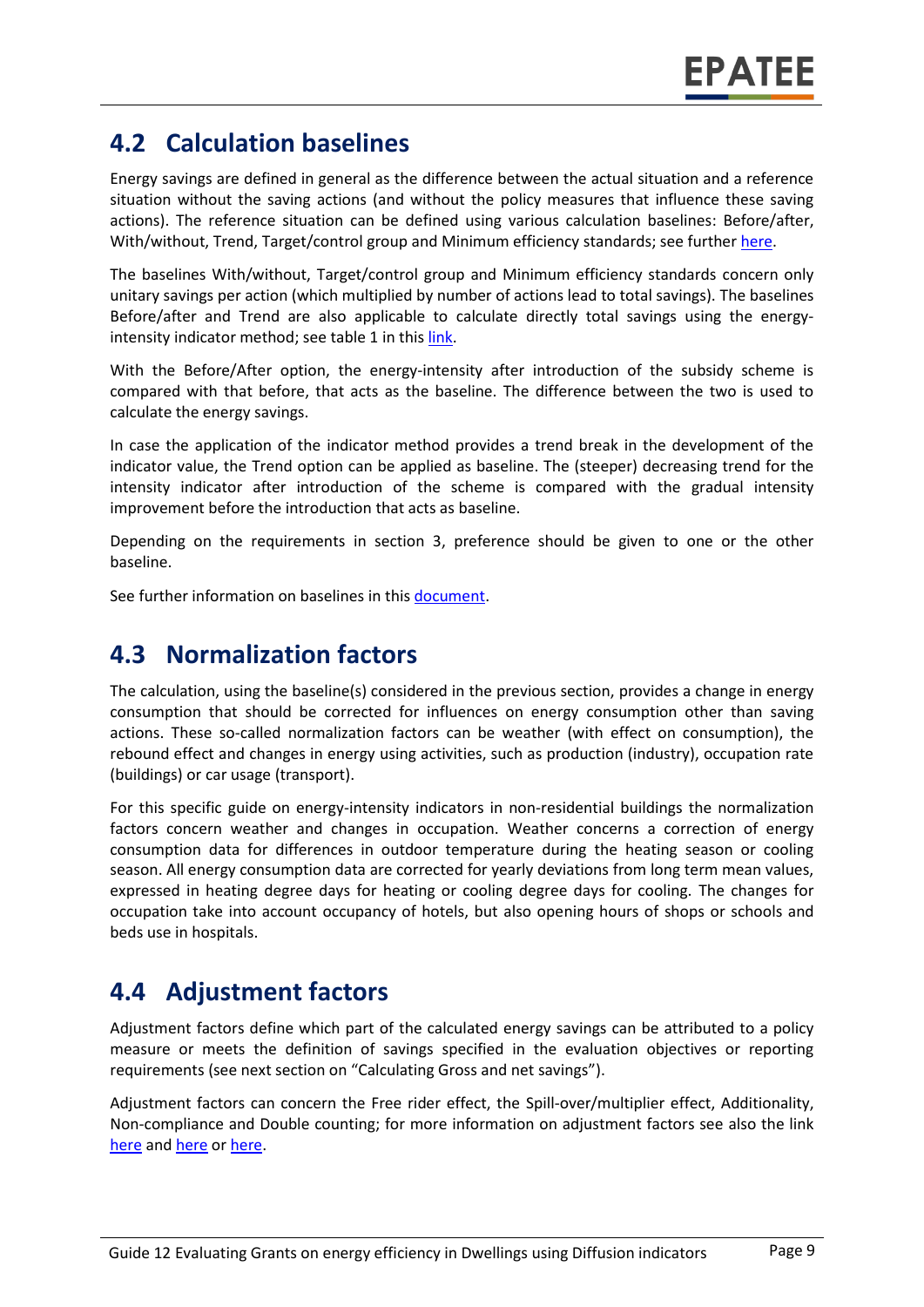## 4.2 Calculation baselines

Energy savings are defined in general as the difference between the actual situation and a reference situation without the saving actions (and without the policy measures that influence these saving actions). The reference situation can be defined using various calculation baselines: Before/after, With/without, Trend, Target/control group and Minimum efficiency standards; see further here.

The baselines With/without, Target/control group and Minimum efficiency standards concern only unitary savings per action (which multiplied by number of actions lead to total savings). The baselines Before/after and Trend are also applicable to calculate directly total savings using the energy-intensity indicator method; see table 1 in this link.

With the Before/After option, the energy-intensity after introduction of the subsidy scheme is compared with that before, that acts as the baseline. The difference between the two is used to calculate the energy savings.

In case the application of the indicator method provides a trend break in the development of the indicator value, the Trend option can be applied as baseline. The (steeper) decreasing trend for the intensity indicator after introduction of the scheme is compared with the gradual intensity improvement before the introduction that acts as baseline.

Depending on the requirements in section 3, preference should be given to one or the other baseline.

See further information on baselines in this document.

## 4.3 Normalization factors

The calculation, using the baseline(s) considered in the previous section, provides a change in energy consumption that should be corrected for influences on energy consumption other than saving actions. These so-called normalization factors can be weather (with effect on consumption), the rebound effect and changes in energy using activities, such as production (industry), occupation rate (buildings) or car usage (transport).

For this specific guide on energy-intensity indicators in non-residential buildings the normalization factors concern weather and changes in occupation. Weather concerns a correction of energy consumption data for differences in outdoor temperature during the heating season or cooling season. All energy consumption data are corrected for yearly deviations from long term mean values, expressed in heating degree days for heating or cooling degree days for cooling. The changes for occupation take into account occupancy of hotels, but also opening hours of shops or schools and beds use in hospitals.

## 4.4 Adjustment factors

Adjustment factors define which part of the calculated energy savings can be attributed to a policy measure or meets the definition of savings specified in the evaluation objectives or reporting requirements (see next section on "Calculating Gross and net savings").

Adjustment factors can concern the Free rider effect, the Spill-over/multiplier effect, Additionality, Non-compliance and Double counting; for more information on adjustment factors see also the link here and here or here.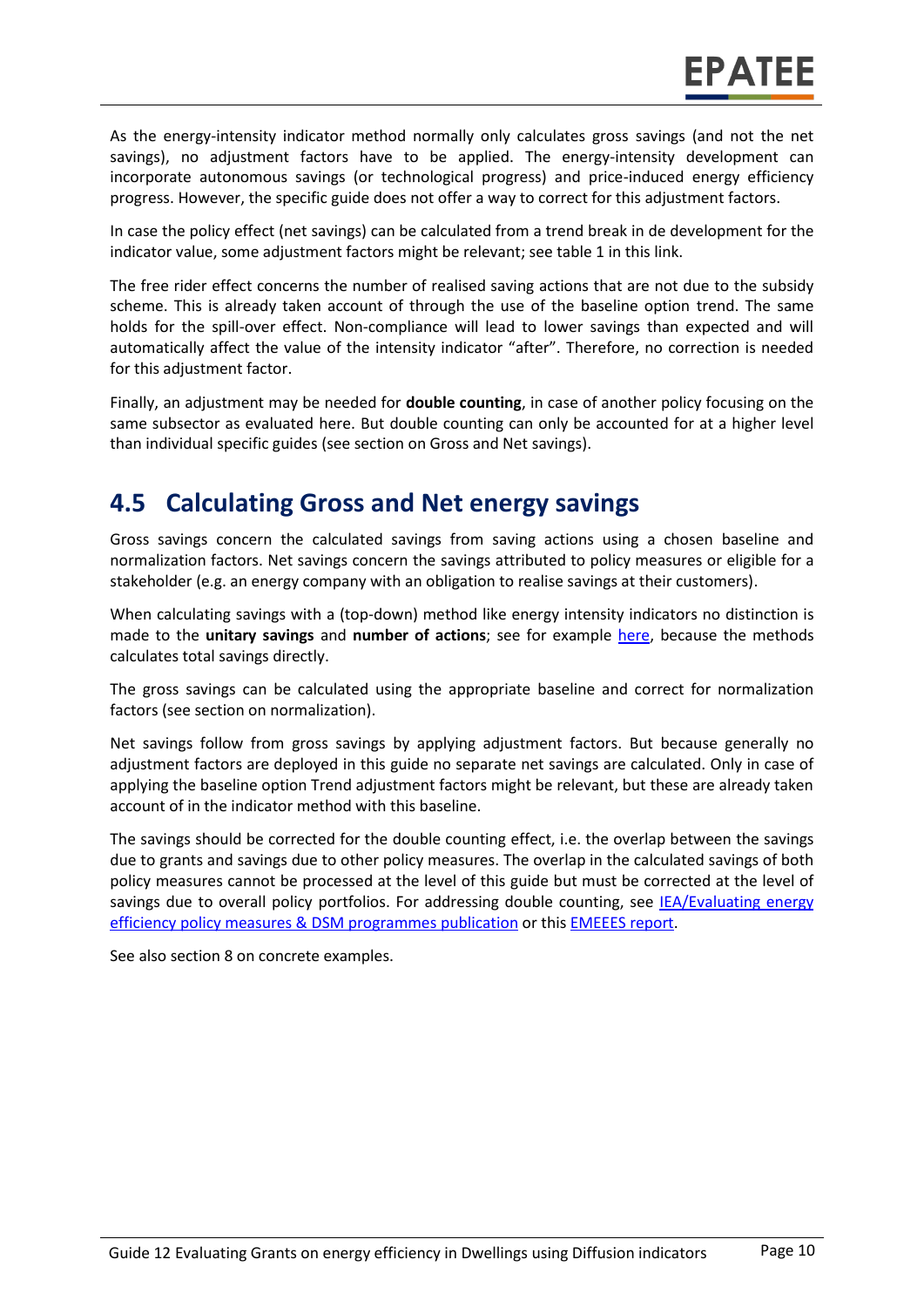As the energy-intensity indicator method normally only calculates gross savings (and not the net savings), no adjustment factors have to be applied. The energy-intensity development can incorporate autonomous savings (or technological progress) and price-induced energy efficiency progress. However, the specific guide does not offer a way to correct for this adjustment factors.

In case the policy effect (net savings) can be calculated from a trend break in de development for the indicator value, some adjustment factors might be relevant; see table 1 in this link.

The free rider effect concerns the number of realised saving actions that are not due to the subsidy scheme. This is already taken account of through the use of the baseline option trend. The same holds for the spill-over effect. Non-compliance will lead to lower savings than expected and will automatically affect the value of the intensity indicator "after". Therefore, no correction is needed for this adjustment factor.

Finally, an adjustment may be needed for **double counting**, in case of another policy focusing on the same subsector as evaluated here. But double counting can only be accounted for at a higher level than individual specific guides (see section on Gross and Net savings).

## 4.5 Calculating Gross and Net energy savings

Gross savings concern the calculated savings from saving actions using a chosen baseline and normalization factors. Net savings concern the savings attributed to policy measures or eligible for a stakeholder (e.g. an energy company with an obligation to realise savings at their customers).

When calculating savings with a (top-down) method like energy intensity indicators no distinction is made to the **unitary savings** and **number of actions**; see for example here, because the methods calculates total savings directly.

The gross savings can be calculated using the appropriate baseline and correct for normalization factors (see section on normalization).

Net savings follow from gross savings by applying adjustment factors. But because generally no adjustment factors are deployed in this guide no separate net savings are calculated. Only in case of applying the baseline option Trend adjustment factors might be relevant, but these are already taken account of in the indicator method with this baseline.

The savings should be corrected for the double counting effect, i.e. the overlap between the savings due to grants and savings due to other policy measures. The overlap in the calculated savings of both policy measures cannot be processed at the level of this guide but must be corrected at the level of savings due to overall policy portfolios. For addressing double counting, see IEA/Evaluating energy efficiency policy measures & DSM programmes publication or this EMEEES report.

See also section 8 on concrete examples.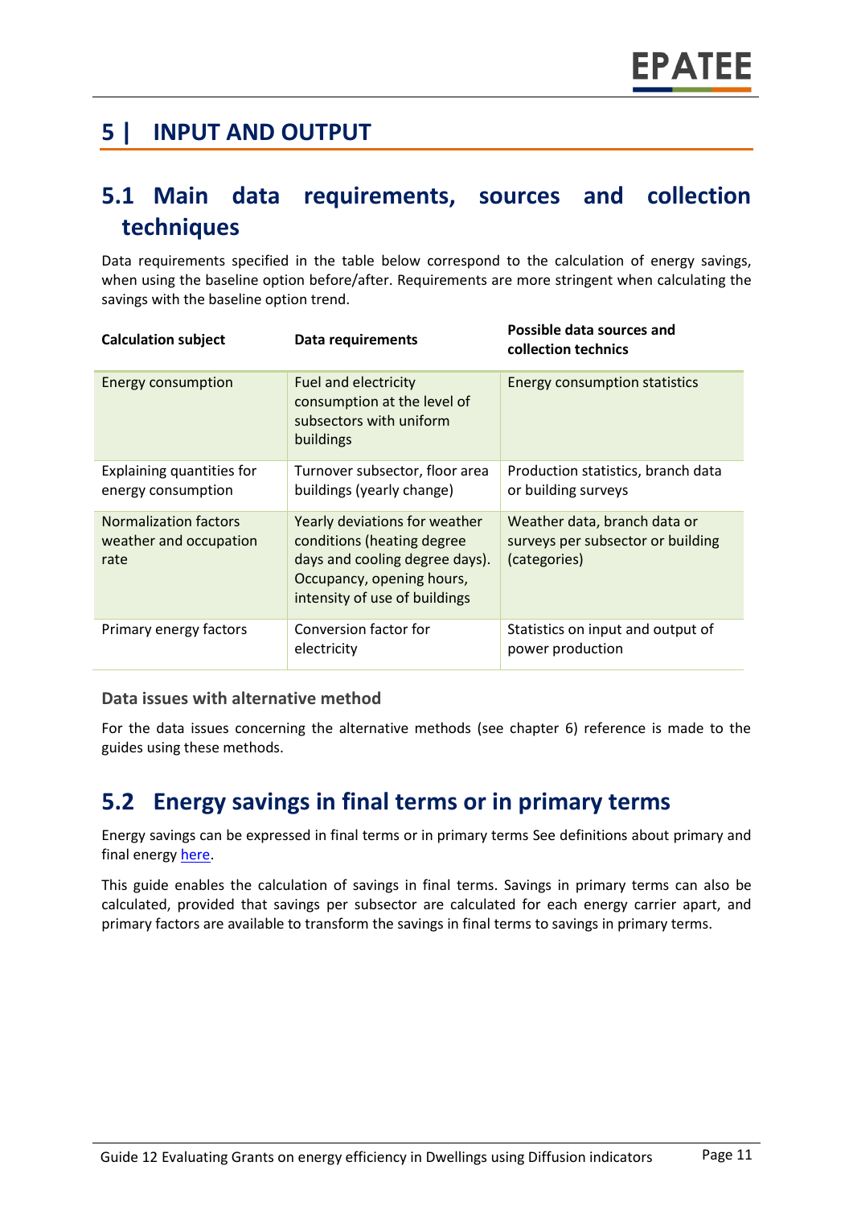# 5 | INPUT AND OUTPUT

## 5.1 Main data requirements, sources and collection techniques

Data requirements specified in the table below correspond to the calculation of energy savings, when using the baseline option before/after. Requirements are more stringent when calculating the savings with the baseline option trend.

| Calculation subject | Data requirements | Possible data sources and collection technics |
|---|---|---|
| Energy consumption | Fuel and electricity consumption at the level of subsectors with uniform buildings | Energy consumption statistics |
| Explaining quantities for energy consumption | Turnover subsector, floor area buildings (yearly change) | Production statistics, branch data or building surveys |
| Normalization factors weather and occupation rate | Yearly deviations for weather conditions (heating degree days and cooling degree days). Occupancy, opening hours, intensity of use of buildings | Weather data, branch data or surveys per subsector or building (categories) |
| Primary energy factors | Conversion factor for electricity | Statistics on input and output of power production |

### Data issues with alternative method

For the data issues concerning the alternative methods (see chapter 6) reference is made to the guides using these methods.

## 5.2 Energy savings in final terms or in primary terms

Energy savings can be expressed in final terms or in primary terms See definitions about primary and final energy here.

This guide enables the calculation of savings in final terms. Savings in primary terms can also be calculated, provided that savings per subsector are calculated for each energy carrier apart, and primary factors are available to transform the savings in final terms to savings in primary terms.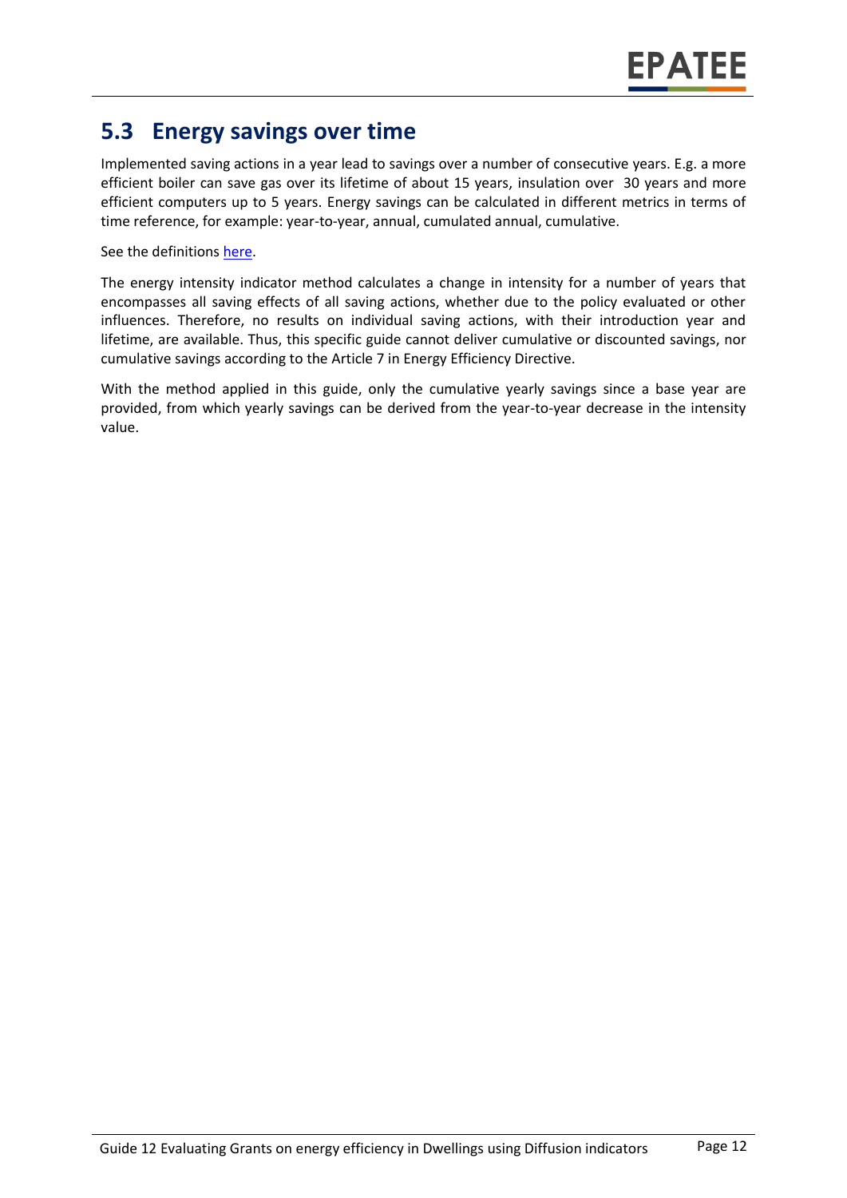## 5.3 Energy savings over time

Implemented saving actions in a year lead to savings over a number of consecutive years. E.g. a more efficient boiler can save gas over its lifetime of about 15 years, insulation over 30 years and more efficient computers up to 5 years. Energy savings can be calculated in different metrics in terms of time reference, for example: year-to-year, annual, cumulated annual, cumulative.

See the definitions here.

The energy intensity indicator method calculates a change in intensity for a number of years that encompasses all saving effects of all saving actions, whether due to the policy evaluated or other influences. Therefore, no results on individual saving actions, with their introduction year and lifetime, are available. Thus, this specific guide cannot deliver cumulative or discounted savings, nor cumulative savings according to the Article 7 in Energy Efficiency Directive.

With the method applied in this guide, only the cumulative yearly savings since a base year are provided, from which yearly savings can be derived from the year-to-year decrease in the intensity value.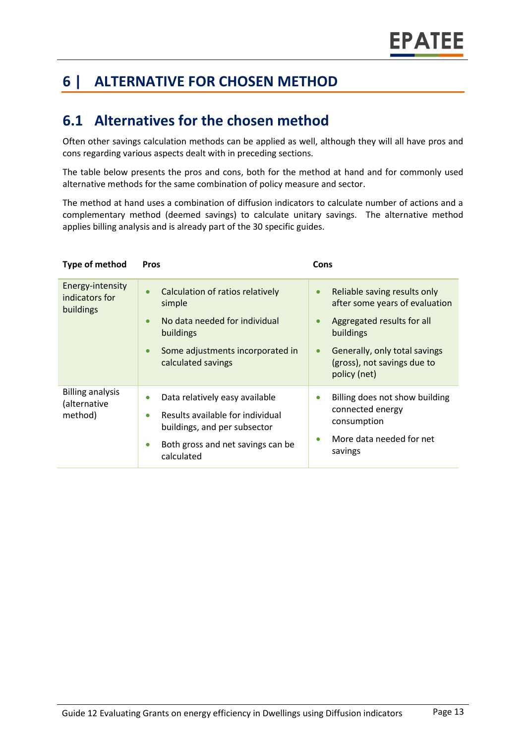# 6 | ALTERNATIVE FOR CHOSEN METHOD

## 6.1 Alternatives for the chosen method

Often other savings calculation methods can be applied as well, although they will all have pros and cons regarding various aspects dealt with in preceding sections.

The table below presents the pros and cons, both for the method at hand and for commonly used alternative methods for the same combination of policy measure and sector.

The method at hand uses a combination of diffusion indicators to calculate number of actions and a complementary method (deemed savings) to calculate unitary savings. The alternative method applies billing analysis and is already part of the 30 specific guides.

| Type of method | Pros | Cons |
|---|---|---|
| Energy-intensity indicators for buildings | • Calculation of ratios relatively simple<br>• No data needed for individual buildings<br>• Some adjustments incorporated in calculated savings | • Reliable saving results only after some years of evaluation<br>• Aggregated results for all buildings<br>• Generally, only total savings (gross), not savings due to policy (net) |
| Billing analysis (alternative method) | • Data relatively easy available<br>• Results available for individual buildings, and per subsector<br>• Both gross and net savings can be calculated | • Billing does not show building connected energy consumption<br>• More data needed for net savings |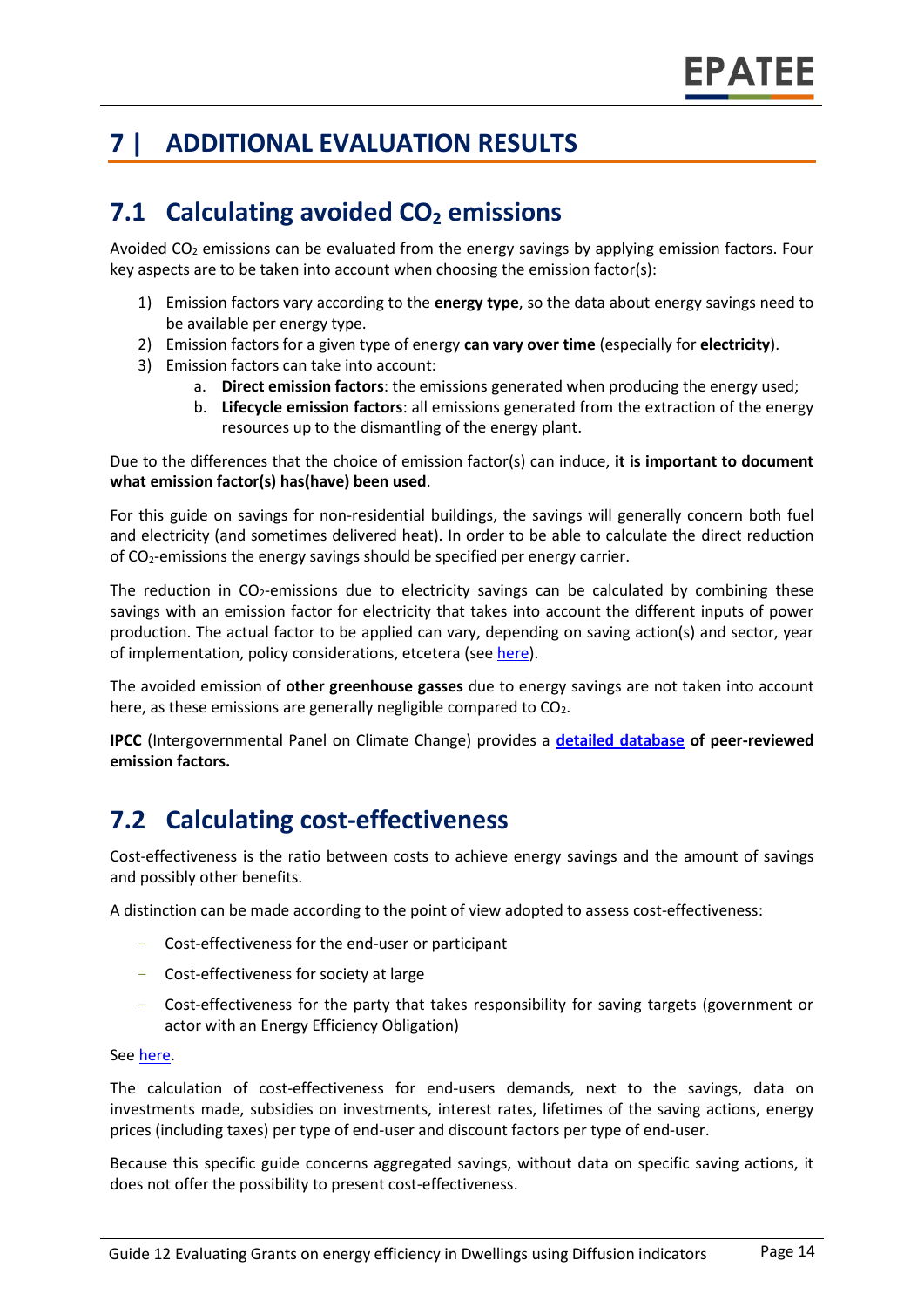# 7 | ADDITIONAL EVALUATION RESULTS

## 7.1 Calculating avoided $CO_2$ emissions

Avoided $CO_2$ emissions can be evaluated from the energy savings by applying emission factors. Four key aspects are to be taken into account when choosing the emission factor(s):

1) Emission factors vary according to the **energy type**, so the data about energy savings need to be available per energy type.
2) Emission factors for a given type of energy **can vary over time** (especially for **electricity**).
3) Emission factors can take into account:
   a. **Direct emission factors**: the emissions generated when producing the energy used;
   b. **Lifecycle emission factors**: all emissions generated from the extraction of the energy resources up to the dismantling of the energy plant.

Due to the differences that the choice of emission factor(s) can induce, **it is important to document what emission factor(s) has(have) been used**.

For this guide on savings for non-residential buildings, the savings will generally concern both fuel and electricity (and sometimes delivered heat). In order to be able to calculate the direct reduction of $CO_2$-emissions the energy savings should be specified per energy carrier.

The reduction in $CO_2$-emissions due to electricity savings can be calculated by combining these savings with an emission factor for electricity that takes into account the different inputs of power production. The actual factor to be applied can vary, depending on saving action(s) and sector, year of implementation, policy considerations, etcetera (see here).

The avoided emission of **other greenhouse gasses** due to energy savings are not taken into account here, as these emissions are generally negligible compared to $CO_2$.

**IPCC** (Intergovernmental Panel on Climate Change) provides a **detailed database of peer-reviewed emission factors.**

## 7.2 Calculating cost-effectiveness

Cost-effectiveness is the ratio between costs to achieve energy savings and the amount of savings and possibly other benefits.

A distinction can be made according to the point of view adopted to assess cost-effectiveness:

- Cost-effectiveness for the end-user or participant
- Cost-effectiveness for society at large
- Cost-effectiveness for the party that takes responsibility for saving targets (government or actor with an Energy Efficiency Obligation)

See here.

The calculation of cost-effectiveness for end-users demands, next to the savings, data on investments made, subsidies on investments, interest rates, lifetimes of the saving actions, energy prices (including taxes) per type of end-user and discount factors per type of end-user.

Because this specific guide concerns aggregated savings, without data on specific saving actions, it does not offer the possibility to present cost-effectiveness.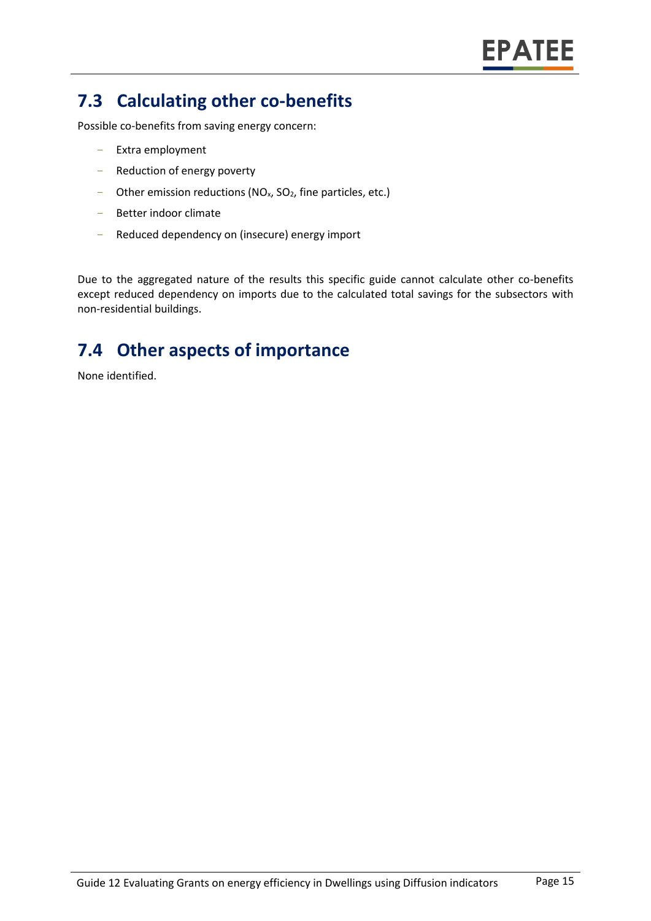## 7.3 Calculating other co-benefits

Possible co-benefits from saving energy concern:

- Extra employment
- Reduction of energy poverty
- Other emission reductions ($NO_x$, $SO_2$, fine particles, etc.)
- Better indoor climate
- Reduced dependency on (insecure) energy import

Due to the aggregated nature of the results this specific guide cannot calculate other co-benefits except reduced dependency on imports due to the calculated total savings for the subsectors with non-residential buildings.

## 7.4 Other aspects of importance

None identified.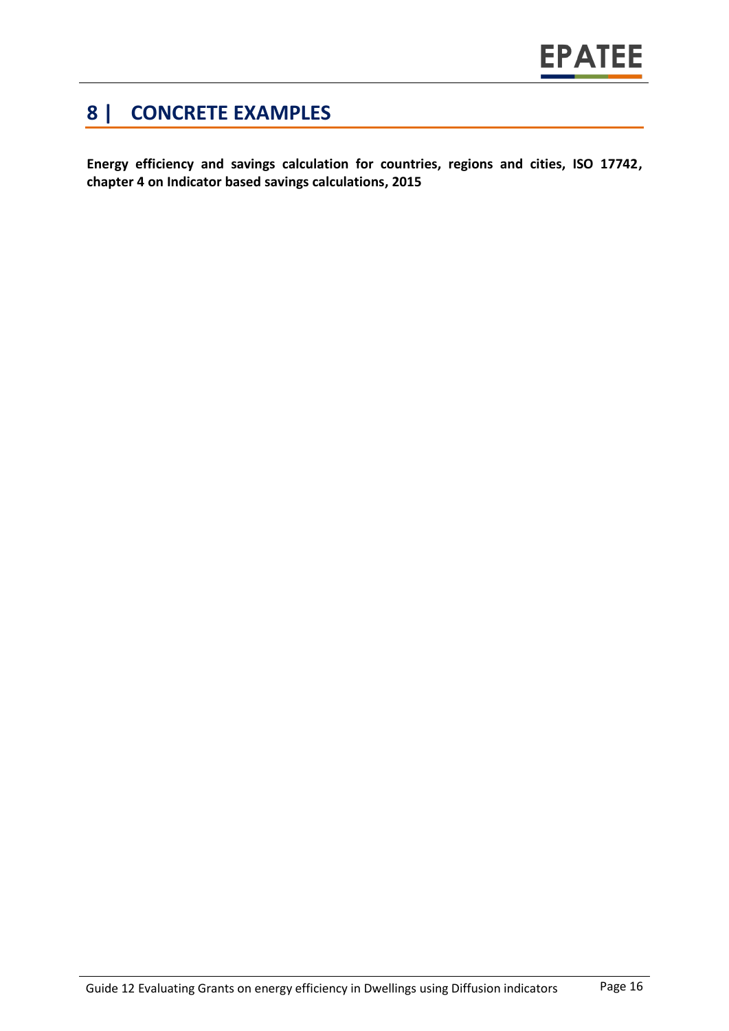# 8 | CONCRETE EXAMPLES

**Energy efficiency and savings calculation for countries, regions and cities, ISO 17742, chapter 4 on Indicator based savings calculations, 2015**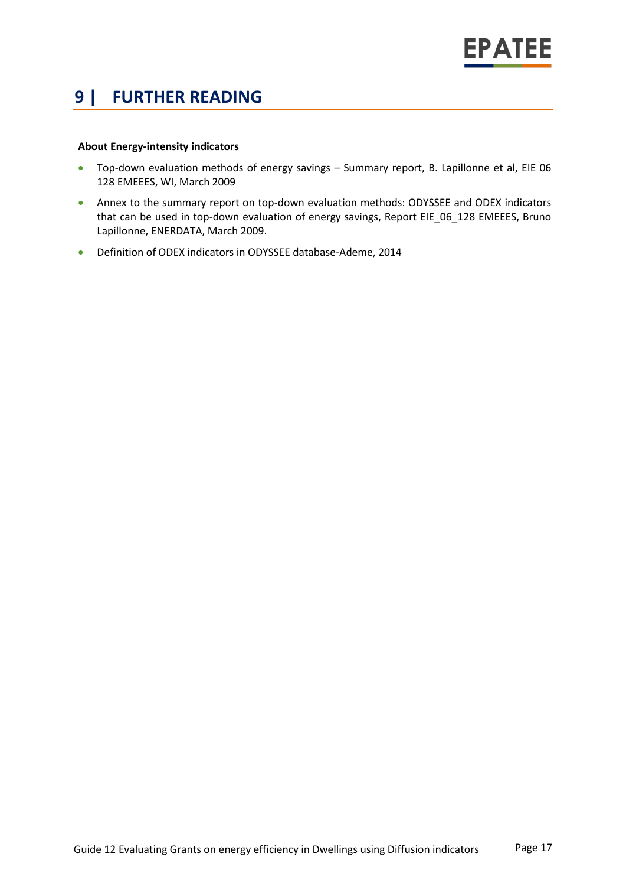# 9 | FURTHER READING

**About Energy-intensity indicators**

- Top-down evaluation methods of energy savings – Summary report, B. Lapillonne et al, EIE 06 128 EMEEES, WI, March 2009
- Annex to the summary report on top-down evaluation methods: ODYSSEE and ODEX indicators that can be used in top-down evaluation of energy savings, Report EIE_06_128 EMEEES, Bruno Lapillonne, ENERDATA, March 2009.
- Definition of ODEX indicators in ODYSSEE database-Ademe, 2014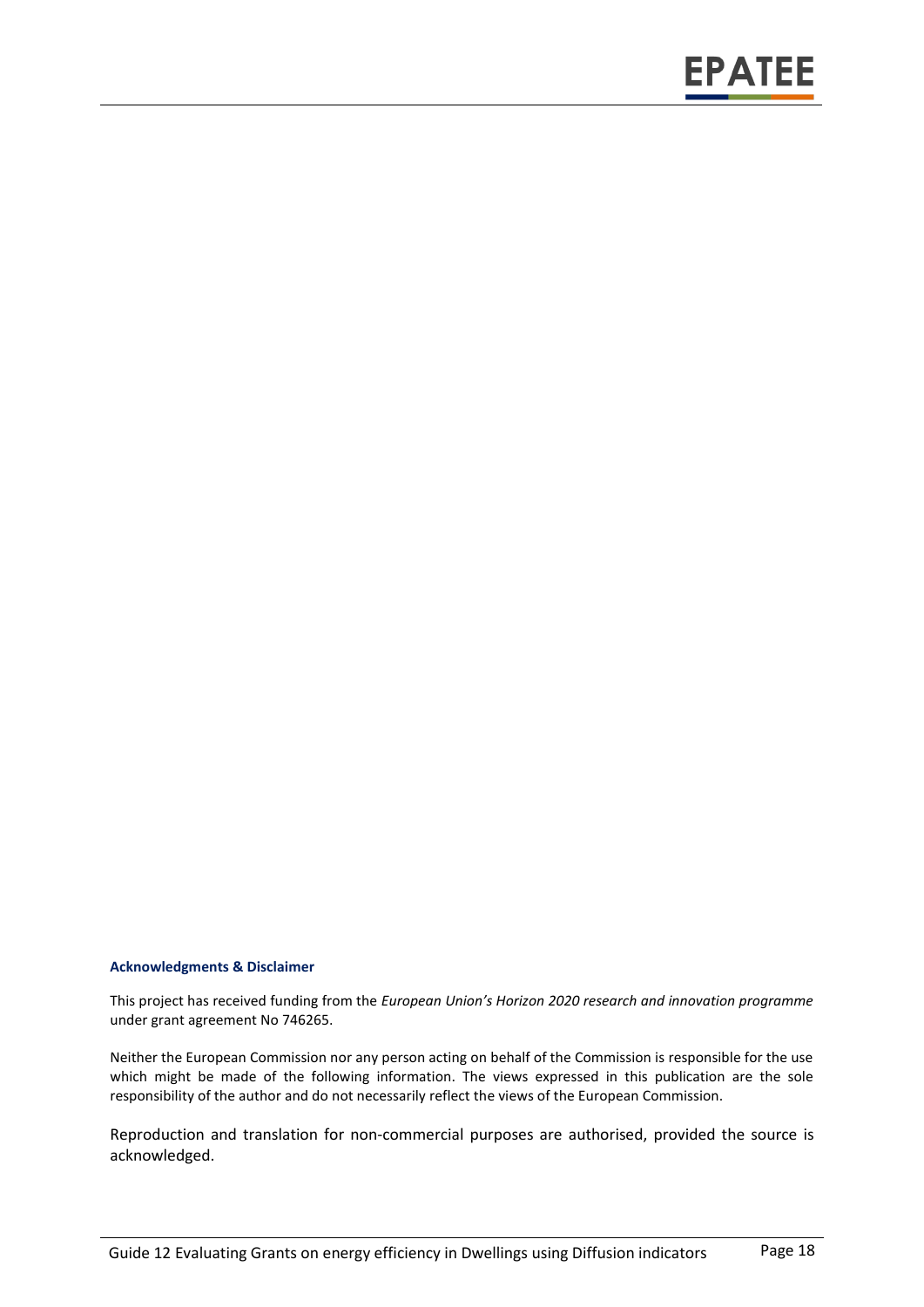**Acknowledgments & Disclaimer**

This project has received funding from the *European Union's Horizon 2020 research and innovation programme* under grant agreement No 746265.

Neither the European Commission nor any person acting on behalf of the Commission is responsible for the use which might be made of the following information. The views expressed in this publication are the sole responsibility of the author and do not necessarily reflect the views of the European Commission.

Reproduction and translation for non-commercial purposes are authorised, provided the source is acknowledged.